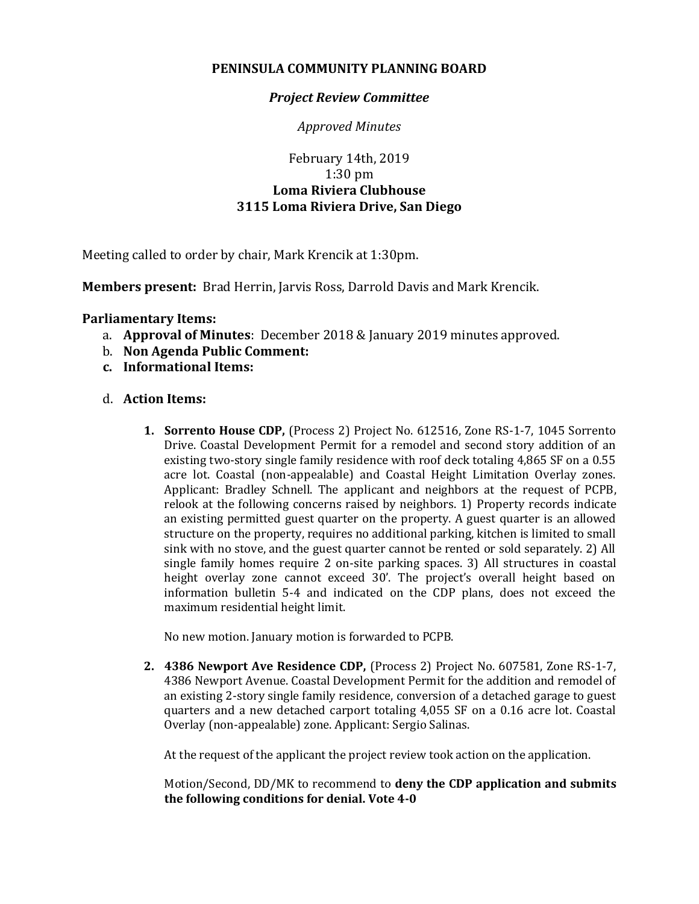**PENINSULA COMMUNITY PLANNING BOARD**

***Project Review Committee***

*Approved Minutes*

February 14th, 2019
1:30 pm
**Loma Riviera Clubhouse**
**3115 Loma Riviera Drive, San Diego**

Meeting called to order by chair, Mark Krencik at 1:30pm.

**Members present:** Brad Herrin, Jarvis Ross, Darrold Davis and Mark Krencik.

**Parliamentary Items:**

a. **Approval of Minutes**: December 2018 & January 2019 minutes approved.
b. **Non Agenda Public Comment:**
c. **Informational Items:**

d. **Action Items:**

1. **Sorrento House CDP,** (Process 2) Project No. 612516, Zone RS-1-7, 1045 Sorrento Drive. Coastal Development Permit for a remodel and second story addition of an existing two-story single family residence with roof deck totaling 4,865 SF on a 0.55 acre lot. Coastal (non-appealable) and Coastal Height Limitation Overlay zones. Applicant: Bradley Schnell. The applicant and neighbors at the request of PCPB, relook at the following concerns raised by neighbors. 1) Property records indicate an existing permitted guest quarter on the property. A guest quarter is an allowed structure on the property, requires no additional parking, kitchen is limited to small sink with no stove, and the guest quarter cannot be rented or sold separately. 2) All single family homes require 2 on-site parking spaces. 3) All structures in coastal height overlay zone cannot exceed 30'. The project's overall height based on information bulletin 5-4 and indicated on the CDP plans, does not exceed the maximum residential height limit.

   No new motion. January motion is forwarded to PCPB.

2. **4386 Newport Ave Residence CDP,** (Process 2) Project No. 607581, Zone RS-1-7, 4386 Newport Avenue. Coastal Development Permit for the addition and remodel of an existing 2-story single family residence, conversion of a detached garage to guest quarters and a new detached carport totaling 4,055 SF on a 0.16 acre lot. Coastal Overlay (non-appealable) zone. Applicant: Sergio Salinas.

   At the request of the applicant the project review took action on the application.

   Motion/Second, DD/MK to recommend to **deny the CDP application and submits the following conditions for denial. Vote 4-0**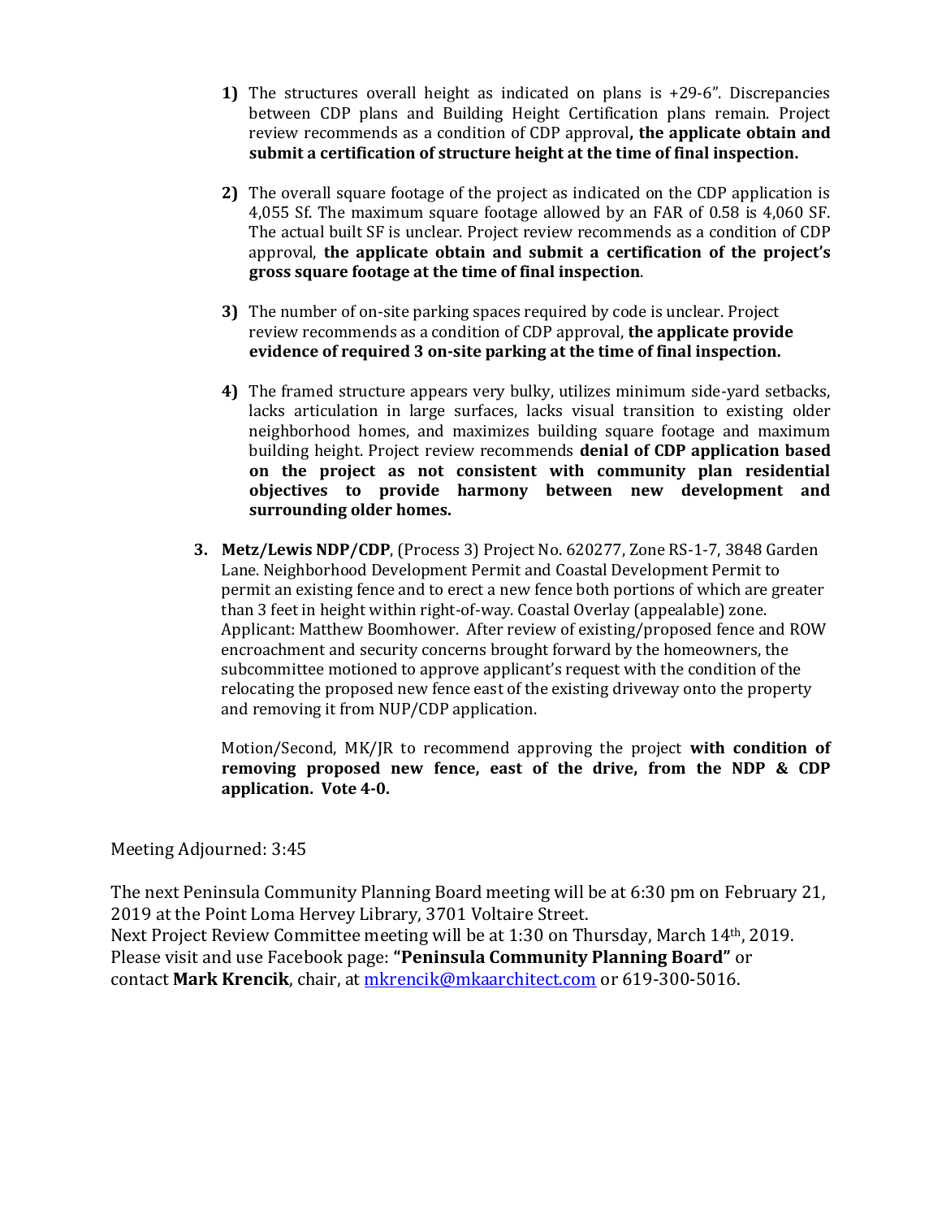1) The structures overall height as indicated on plans is +29-6". Discrepancies between CDP plans and Building Height Certification plans remain. Project review recommends as a condition of CDP approval**, the applicate obtain and submit a certification of structure height at the time of final inspection.**

2) The overall square footage of the project as indicated on the CDP application is 4,055 Sf. The maximum square footage allowed by an FAR of 0.58 is 4,060 SF. The actual built SF is unclear. Project review recommends as a condition of CDP approval, **the applicate obtain and submit a certification of the project's gross square footage at the time of final inspection**.

3) The number of on-site parking spaces required by code is unclear. Project review recommends as a condition of CDP approval, **the applicate provide evidence of required 3 on-site parking at the time of final inspection.**

4) The framed structure appears very bulky, utilizes minimum side-yard setbacks, lacks articulation in large surfaces, lacks visual transition to existing older neighborhood homes, and maximizes building square footage and maximum building height. Project review recommends **denial of CDP application based on the project as not consistent with community plan residential objectives to provide harmony between new development and surrounding older homes.**

3. **Metz/Lewis NDP/CDP**, (Process 3) Project No. 620277, Zone RS-1-7, 3848 Garden Lane. Neighborhood Development Permit and Coastal Development Permit to permit an existing fence and to erect a new fence both portions of which are greater than 3 feet in height within right-of-way. Coastal Overlay (appealable) zone. Applicant: Matthew Boomhower. After review of existing/proposed fence and ROW encroachment and security concerns brought forward by the homeowners, the subcommittee motioned to approve applicant's request with the condition of the relocating the proposed new fence east of the existing driveway onto the property and removing it from NUP/CDP application.

   Motion/Second, MK/JR to recommend approving the project **with condition of removing proposed new fence, east of the drive, from the NDP & CDP application. Vote 4-0.**

Meeting Adjourned: 3:45

The next Peninsula Community Planning Board meeting will be at 6:30 pm on February 21, 2019 at the Point Loma Hervey Library, 3701 Voltaire Street.
Next Project Review Committee meeting will be at 1:30 on Thursday, March 14th, 2019.
Please visit and use Facebook page: **"Peninsula Community Planning Board"** or contact **Mark Krencik**, chair, at mkrencik@mkaarchitect.com or 619-300-5016.